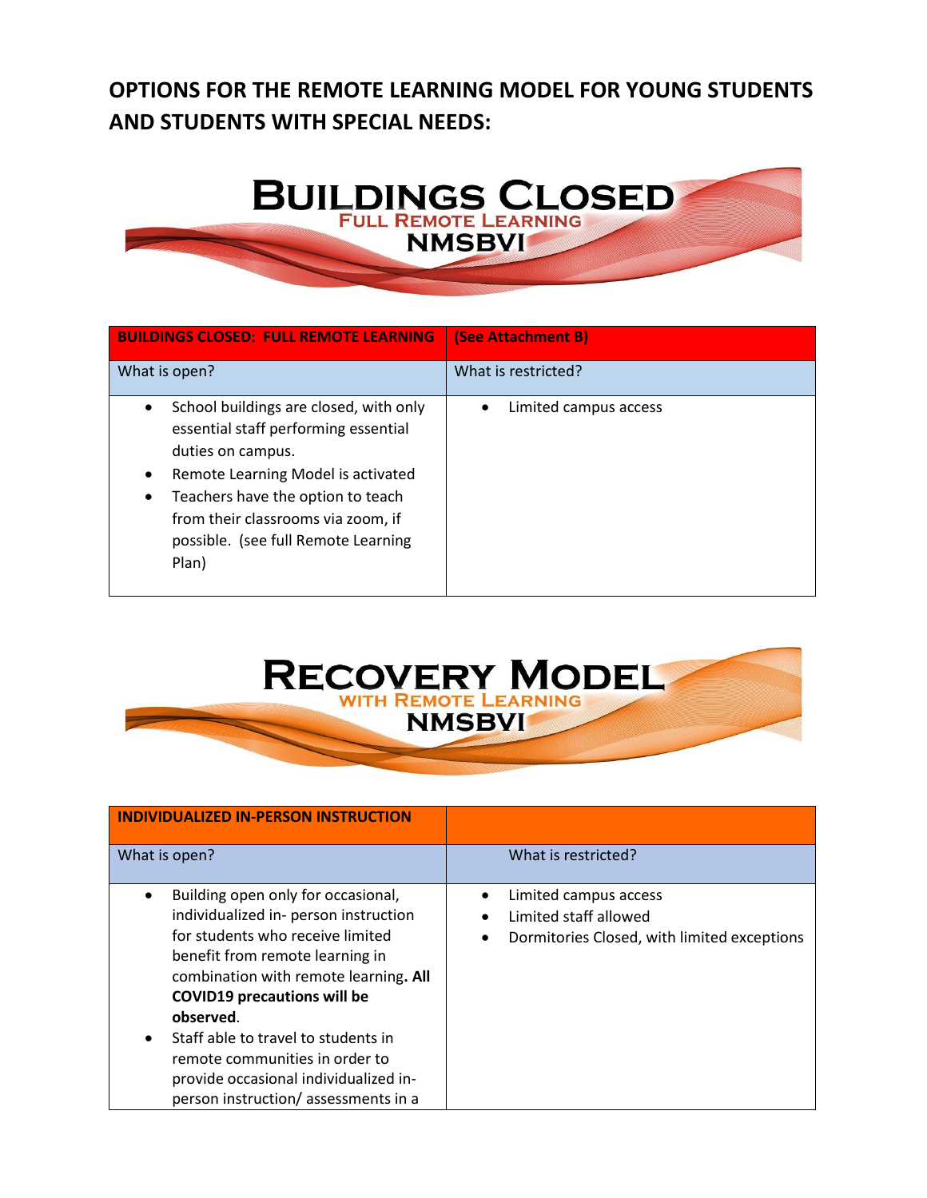# OPTIONS FOR THE REMOTE LEARNING MODEL FOR YOUNG STUDENTS AND STUDENTS WITH SPECIAL NEEDS:

## BUILDINGS CLOSED
### FULL REMOTE LEARNING
### NMSBVI

| BUILDINGS CLOSED: FULL REMOTE LEARNING | (See Attachment B) |
|---|---|
| What is open? | What is restricted? |
| • School buildings are closed, with only essential staff performing essential duties on campus.<br>• Remote Learning Model is activated<br>• Teachers have the option to teach from their classrooms via zoom, if possible. (see full Remote Learning Plan) | • Limited campus access |

## RECOVERY MODEL
### WITH REMOTE LEARNING
### NMSBVI

| INDIVIDUALIZED IN-PERSON INSTRUCTION | |
|---|---|
| What is open? | What is restricted? |
| • Building open only for occasional, individualized in- person instruction for students who receive limited benefit from remote learning in combination with remote learning**. All COVID19 precautions will be observed**.<br>• Staff able to travel to students in remote communities in order to provide occasional individualized in-person instruction/ assessments in a | • Limited campus access<br>• Limited staff allowed<br>• Dormitories Closed, with limited exceptions |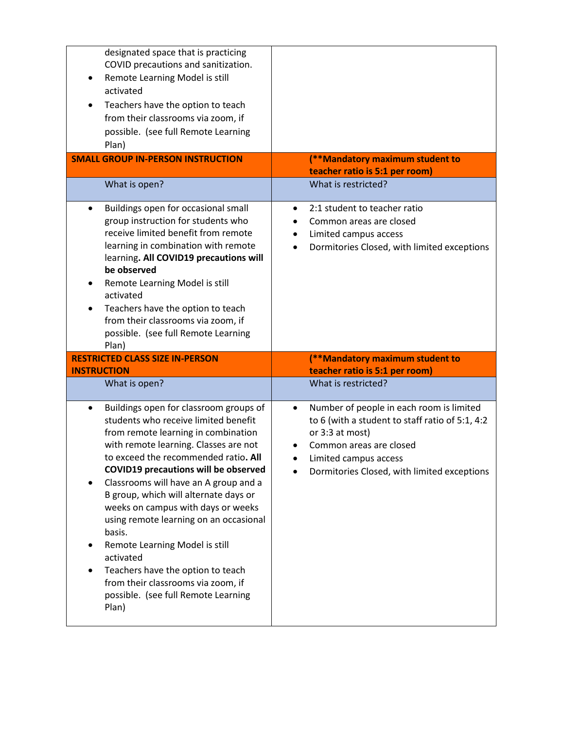| | |
|---|---|
| designated space that is practicing COVID precautions and sanitization.<br>• Remote Learning Model is still activated<br>• Teachers have the option to teach from their classrooms via zoom, if possible. (see full Remote Learning Plan) | |
| **SMALL GROUP IN-PERSON INSTRUCTION** | **(**Mandatory maximum student to teacher ratio is 5:1 per room)** |
| What is open? | What is restricted? |
| • Buildings open for occasional small group instruction for students who receive limited benefit from remote learning in combination with remote learning**. All COVID19 precautions will be observed**<br>• Remote Learning Model is still activated<br>• Teachers have the option to teach from their classrooms via zoom, if possible. (see full Remote Learning Plan) | • 2:1 student to teacher ratio<br>• Common areas are closed<br>• Limited campus access<br>• Dormitories Closed, with limited exceptions |
| **RESTRICTED CLASS SIZE IN-PERSON INSTRUCTION** | **(**Mandatory maximum student to teacher ratio is 5:1 per room)** |
| What is open? | What is restricted? |
| • Buildings open for classroom groups of students who receive limited benefit from remote learning in combination with remote learning. Classes are not to exceed the recommended ratio**. All COVID19 precautions will be observed**<br>• Classrooms will have an A group and a B group, which will alternate days or weeks on campus with days or weeks using remote learning on an occasional basis.<br>• Remote Learning Model is still activated<br>• Teachers have the option to teach from their classrooms via zoom, if possible. (see full Remote Learning Plan) | • Number of people in each room is limited to 6 (with a student to staff ratio of 5:1, 4:2 or 3:3 at most)<br>• Common areas are closed<br>• Limited campus access<br>• Dormitories Closed, with limited exceptions |